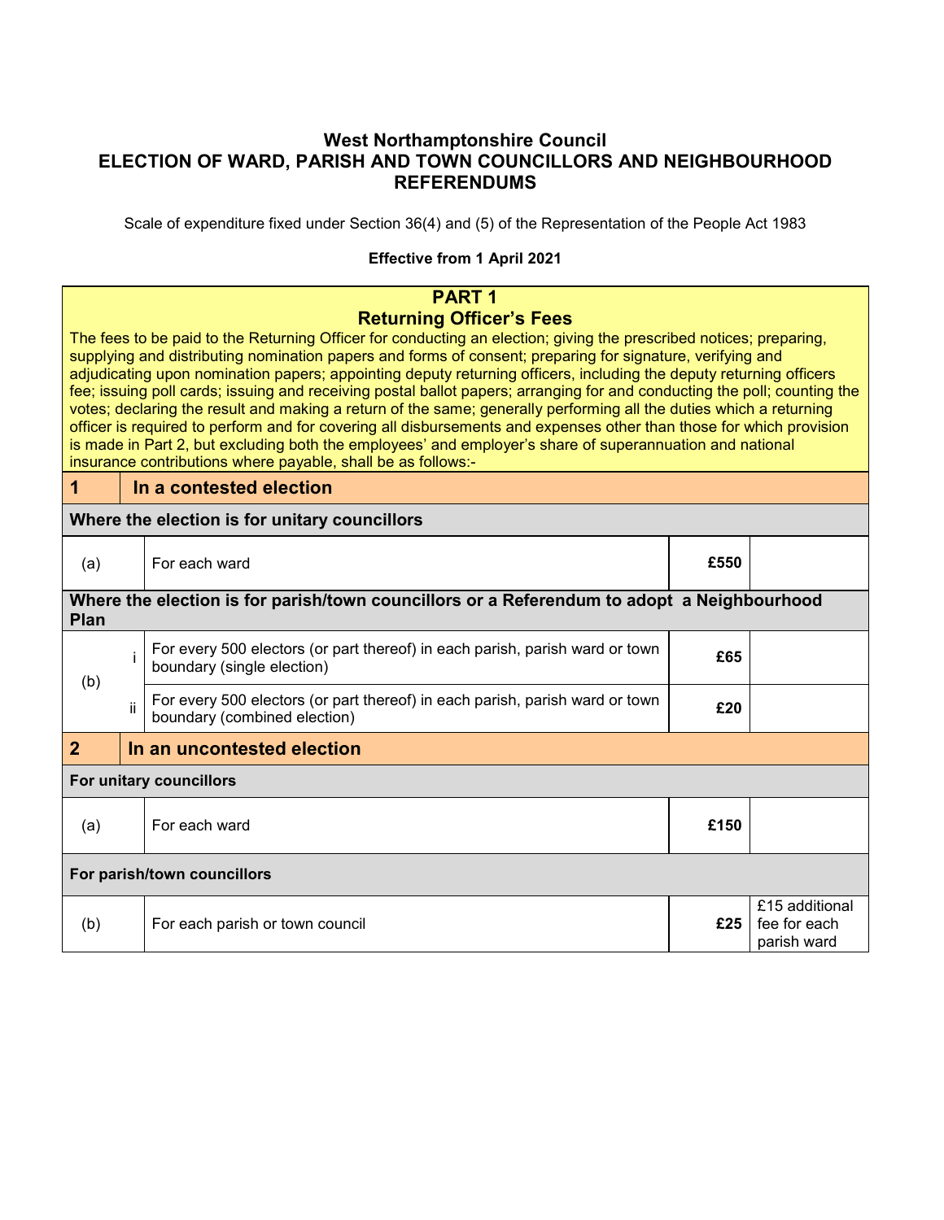# West Northamptonshire Council
# ELECTION OF WARD, PARISH AND TOWN COUNCILLORS AND NEIGHBOURHOOD REFERENDUMS

Scale of expenditure fixed under Section 36(4) and (5) of the Representation of the People Act 1983

**Effective from 1 April 2021**

## PART 1
## Returning Officer's Fees

The fees to be paid to the Returning Officer for conducting an election; giving the prescribed notices; preparing, supplying and distributing nomination papers and forms of consent; preparing for signature, verifying and adjudicating upon nomination papers; appointing deputy returning officers, including the deputy returning officers fee; issuing poll cards; issuing and receiving postal ballot papers; arranging for and conducting the poll; counting the votes; declaring the result and making a return of the same; generally performing all the duties which a returning officer is required to perform and for covering all disbursements and expenses other than those for which provision is made in Part 2, but excluding both the employees' and employer's share of superannuation and national insurance contributions where payable, shall be as follows:-

| | | | | |
|---|---|---|---|---|
| **1** | | **In a contested election** | | |
| **Where the election is for unitary councillors** | | | | |
| (a) | | For each ward | **£550** | |
| **Where the election is for parish/town councillors or a Referendum to adopt a Neighbourhood Plan** | | | | |
| (b) | i | For every 500 electors (or part thereof) in each parish, parish ward or town boundary (single election) | **£65** | |
| | ii | For every 500 electors (or part thereof) in each parish, parish ward or town boundary (combined election) | **£20** | |
| **2** | | **In an uncontested election** | | |
| **For unitary councillors** | | | | |
| (a) | | For each ward | **£150** | |
| **For parish/town councillors** | | | | |
| (b) | | For each parish or town council | **£25** | £15 additional fee for each parish ward |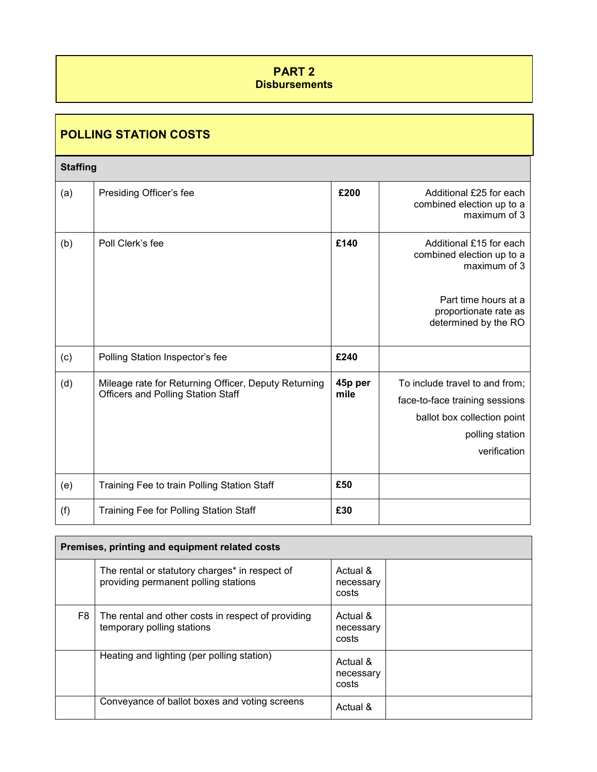# PART 2
## Disbursements

## POLLING STATION COSTS

| Staffing | | | |
|---|---|---|---|
| (a) | Presiding Officer's fee | **£200** | Additional £25 for each combined election up to a maximum of 3 |
| (b) | Poll Clerk's fee | **£140** | Additional £15 for each combined election up to a maximum of 3<br><br>Part time hours at a proportionate rate as determined by the RO |
| (c) | Polling Station Inspector's fee | **£240** | |
| (d) | Mileage rate for Returning Officer, Deputy Returning Officers and Polling Station Staff | **45p per mile** | To include travel to and from;<br>face-to-face training sessions<br>ballot box collection point<br>polling station<br>verification |
| (e) | Training Fee to train Polling Station Staff | **£50** | |
| (f) | Training Fee for Polling Station Staff | **£30** | |

| Premises, printing and equipment related costs | | | |
|---|---|---|---|
| | The rental or statutory charges* in respect of providing permanent polling stations | Actual & necessary costs | |
| F8 | The rental and other costs in respect of providing temporary polling stations | Actual & necessary costs | |
| | Heating and lighting (per polling station) | Actual & necessary costs | |
| | Conveyance of ballot boxes and voting screens | Actual & | |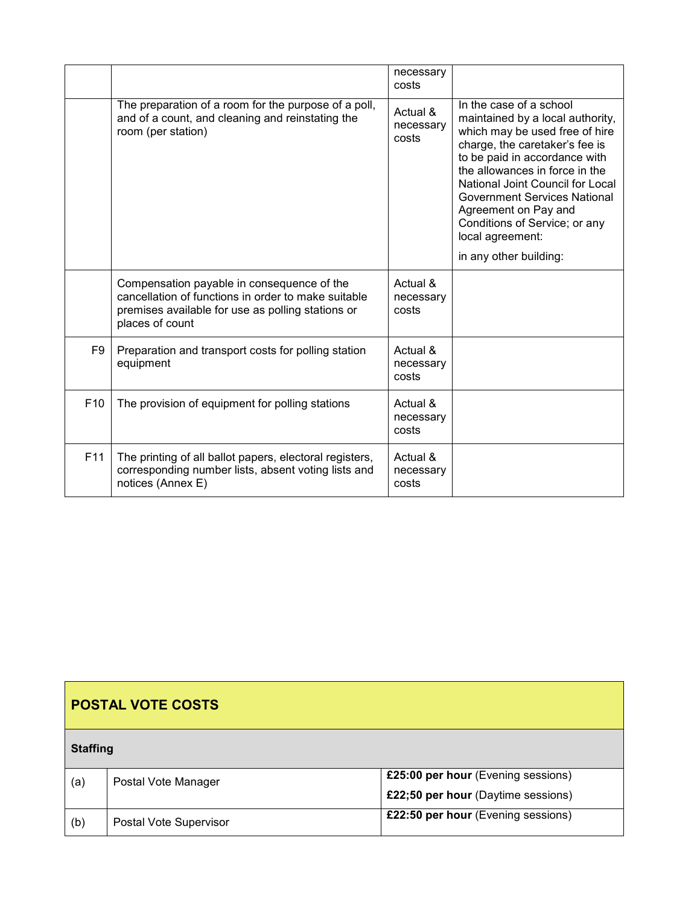| | | | |
|---|---|---|---|
| | | necessary costs | |
| | The preparation of a room for the purpose of a poll, and of a count, and cleaning and reinstating the room (per station) | Actual & necessary costs | In the case of a school maintained by a local authority, which may be used free of hire charge, the caretaker's fee is to be paid in accordance with the allowances in force in the National Joint Council for Local Government Services National Agreement on Pay and Conditions of Service; or any local agreement:<br><br>in any other building: |
| | Compensation payable in consequence of the cancellation of functions in order to make suitable premises available for use as polling stations or places of count | Actual & necessary costs | |
| F9 | Preparation and transport costs for polling station equipment | Actual & necessary costs | |
| F10 | The provision of equipment for polling stations | Actual & necessary costs | |
| F11 | The printing of all ballot papers, electoral registers, corresponding number lists, absent voting lists and notices (Annex E) | Actual & necessary costs | |

## POSTAL VOTE COSTS

| **Staffing** | | |
|---|---|---|
| (a) | Postal Vote Manager | **£25:00 per hour** (Evening sessions)<br>**£22;50 per hour** (Daytime sessions) |
| (b) | Postal Vote Supervisor | **£22:50 per hour** (Evening sessions) |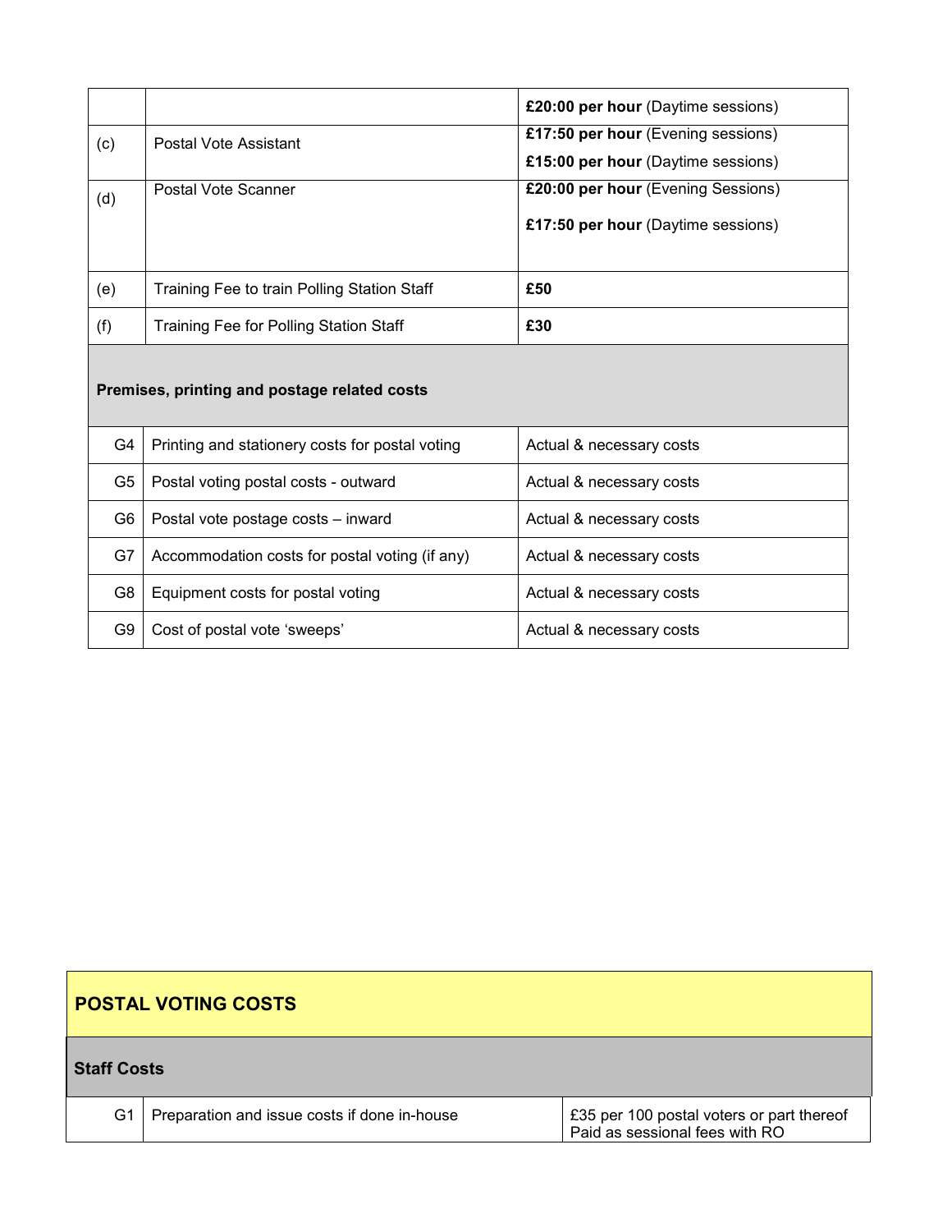| | | |
|---|---|---|
| | | **£20:00 per hour** (Daytime sessions) |
| (c) | Postal Vote Assistant | **£17:50 per hour** (Evening sessions)<br>**£15:00 per hour** (Daytime sessions) |
| (d) | Postal Vote Scanner | **£20:00 per hour** (Evening Sessions)<br>**£17:50 per hour** (Daytime sessions) |
| (e) | Training Fee to train Polling Station Staff | **£50** |
| (f) | Training Fee for Polling Station Staff | **£30** |
| **Premises, printing and postage related costs** | | |
| G4 | Printing and stationery costs for postal voting | Actual & necessary costs |
| G5 | Postal voting postal costs - outward | Actual & necessary costs |
| G6 | Postal vote postage costs – inward | Actual & necessary costs |
| G7 | Accommodation costs for postal voting (if any) | Actual & necessary costs |
| G8 | Equipment costs for postal voting | Actual & necessary costs |
| G9 | Cost of postal vote 'sweeps' | Actual & necessary costs |

| **POSTAL VOTING COSTS** | | |
|---|---|---|
| **Staff Costs** | | |
| G1 | Preparation and issue costs if done in-house | £35 per 100 postal voters or part thereof Paid as sessional fees with RO |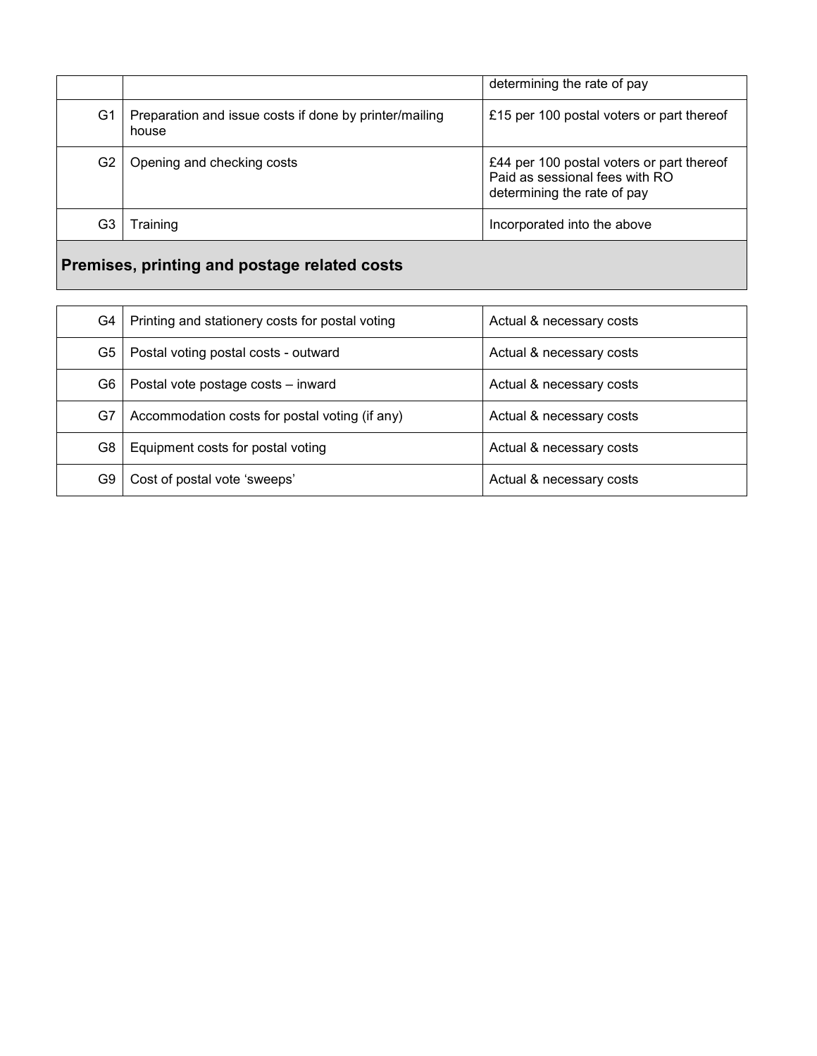| | | |
|---|---|---|
| | | determining the rate of pay |
| G1 | Preparation and issue costs if done by printer/mailing house | £15 per 100 postal voters or part thereof |
| G2 | Opening and checking costs | £44 per 100 postal voters or part thereof Paid as sessional fees with RO determining the rate of pay |
| G3 | Training | Incorporated into the above |

## Premises, printing and postage related costs

| | | |
|---|---|---|
| G4 | Printing and stationery costs for postal voting | Actual & necessary costs |
| G5 | Postal voting postal costs - outward | Actual & necessary costs |
| G6 | Postal vote postage costs – inward | Actual & necessary costs |
| G7 | Accommodation costs for postal voting (if any) | Actual & necessary costs |
| G8 | Equipment costs for postal voting | Actual & necessary costs |
| G9 | Cost of postal vote 'sweeps' | Actual & necessary costs |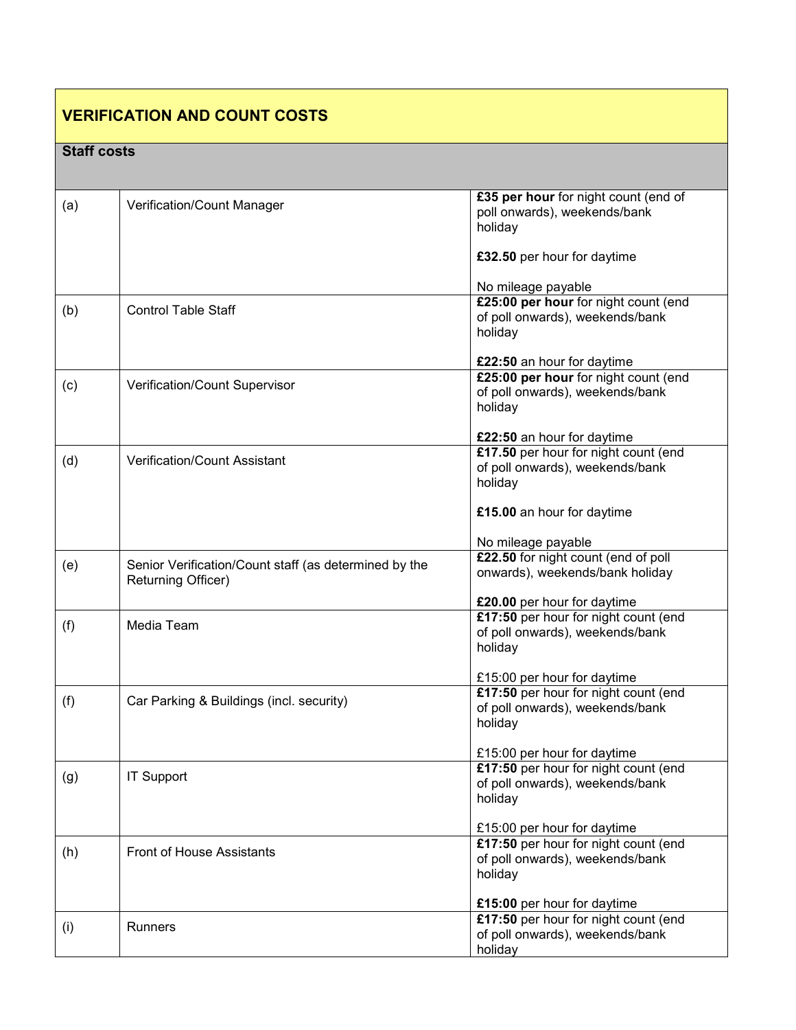## VERIFICATION AND COUNT COSTS

### Staff costs

| | | |
|---|---|---|
| (a) | Verification/Count Manager | **£35 per hour** for night count (end of poll onwards), weekends/bank holiday<br><br>**£32.50** per hour for daytime<br><br>No mileage payable |
| (b) | Control Table Staff | **£25:00 per hour** for night count (end of poll onwards), weekends/bank holiday<br><br>**£22:50** an hour for daytime |
| (c) | Verification/Count Supervisor | **£25:00 per hour** for night count (end of poll onwards), weekends/bank holiday<br><br>**£22:50** an hour for daytime |
| (d) | Verification/Count Assistant | **£17.50** per hour for night count (end of poll onwards), weekends/bank holiday<br><br>**£15.00** an hour for daytime<br><br>No mileage payable |
| (e) | Senior Verification/Count staff (as determined by the Returning Officer) | **£22.50** for night count (end of poll onwards), weekends/bank holiday<br><br>**£20.00** per hour for daytime |
| (f) | Media Team | **£17:50** per hour for night count (end of poll onwards), weekends/bank holiday<br><br>£15:00 per hour for daytime |
| (f) | Car Parking & Buildings (incl. security) | **£17:50** per hour for night count (end of poll onwards), weekends/bank holiday<br><br>£15:00 per hour for daytime |
| (g) | IT Support | **£17:50** per hour for night count (end of poll onwards), weekends/bank holiday<br><br>£15:00 per hour for daytime |
| (h) | Front of House Assistants | **£17:50** per hour for night count (end of poll onwards), weekends/bank holiday<br><br>**£15:00** per hour for daytime |
| (i) | Runners | **£17:50** per hour for night count (end of poll onwards), weekends/bank holiday |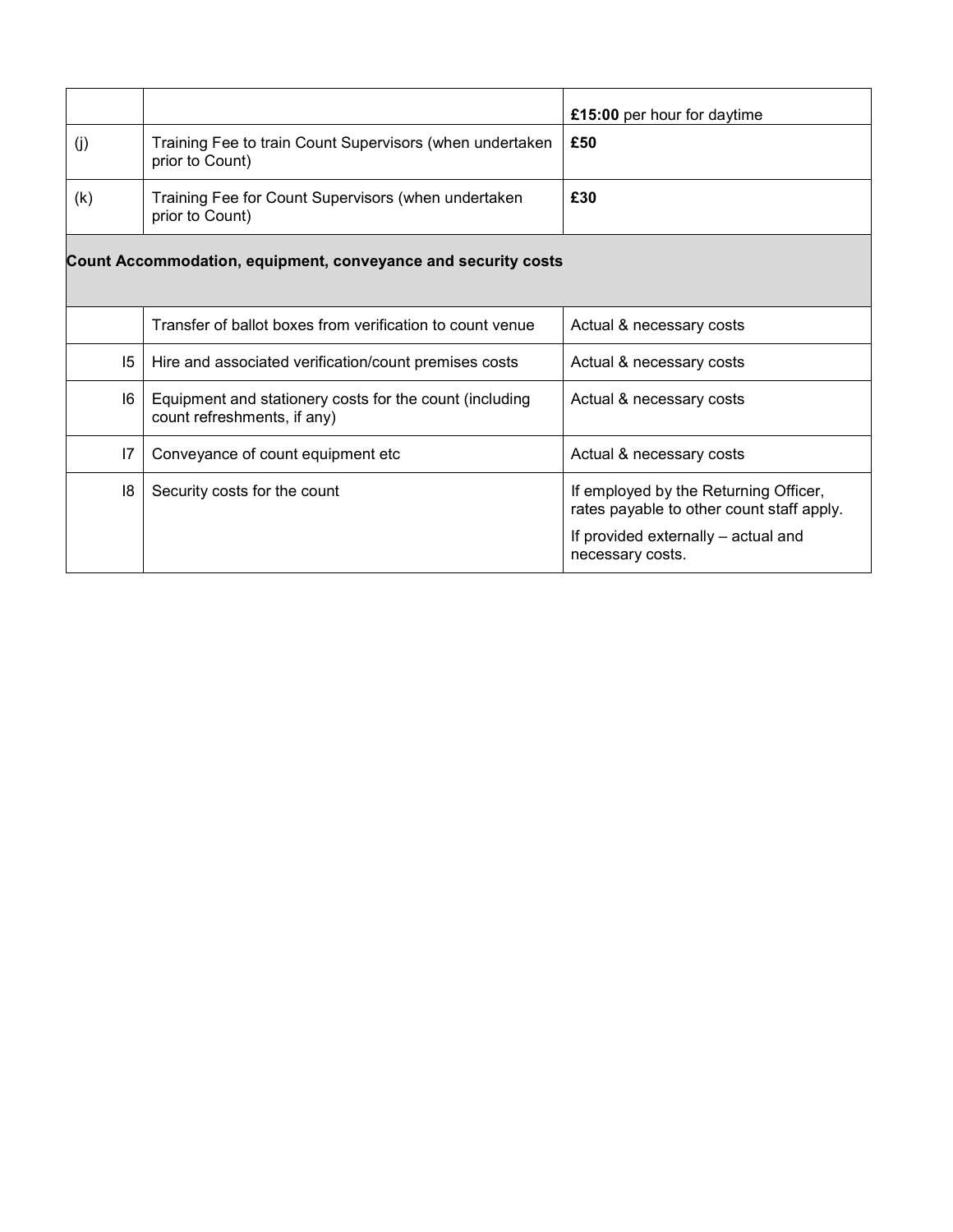| | | |
|---|---|---|
| | | **£15:00** per hour for daytime |
| (j) | Training Fee to train Count Supervisors (when undertaken prior to Count) | **£50** |
| (k) | Training Fee for Count Supervisors (when undertaken prior to Count) | **£30** |
| **Count Accommodation, equipment, conveyance and security costs** | | |
| | Transfer of ballot boxes from verification to count venue | Actual & necessary costs |
| I5 | Hire and associated verification/count premises costs | Actual & necessary costs |
| I6 | Equipment and stationery costs for the count (including count refreshments, if any) | Actual & necessary costs |
| I7 | Conveyance of count equipment etc | Actual & necessary costs |
| I8 | Security costs for the count | If employed by the Returning Officer, rates payable to other count staff apply.<br>If provided externally – actual and necessary costs. |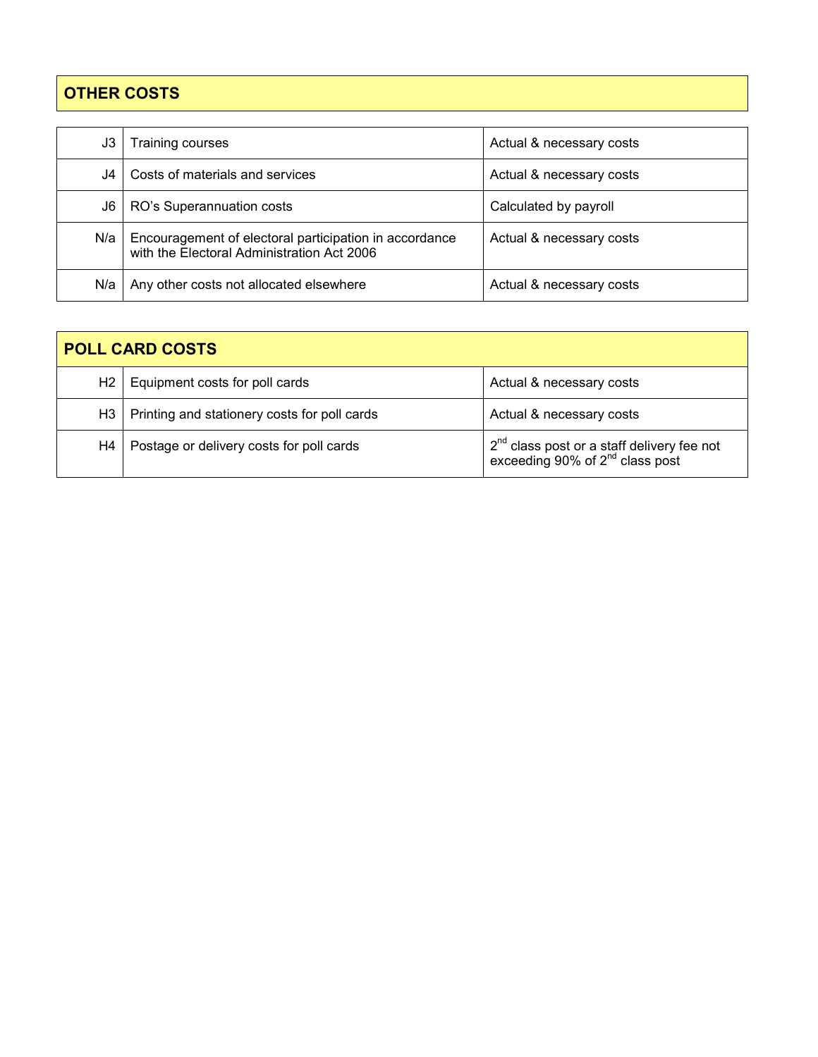## OTHER COSTS

| | | |
|---|---|---|
| J3 | Training courses | Actual & necessary costs |
| J4 | Costs of materials and services | Actual & necessary costs |
| J6 | RO's Superannuation costs | Calculated by payroll |
| N/a | Encouragement of electoral participation in accordance with the Electoral Administration Act 2006 | Actual & necessary costs |
| N/a | Any other costs not allocated elsewhere | Actual & necessary costs |

## POLL CARD COSTS

| | | |
|---|---|---|
| H2 | Equipment costs for poll cards | Actual & necessary costs |
| H3 | Printing and stationery costs for poll cards | Actual & necessary costs |
| H4 | Postage or delivery costs for poll cards | 2nd class post or a staff delivery fee not exceeding 90% of 2nd class post |